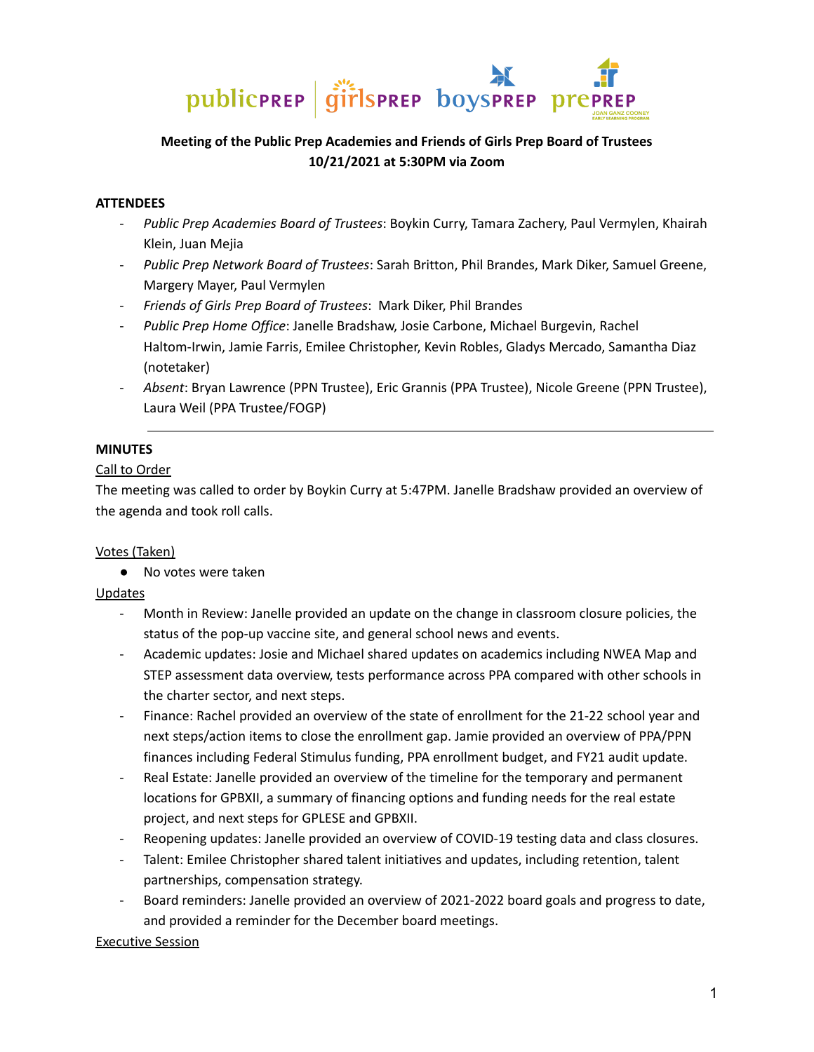**Meeting of the Public Prep Academies and Friends of Girls Prep Board of Trustees**
**10/21/2021 at 5:30PM via Zoom**

**ATTENDEES**

- *Public Prep Academies Board of Trustees*: Boykin Curry, Tamara Zachery, Paul Vermylen, Khairah Klein, Juan Mejia
- *Public Prep Network Board of Trustees*: Sarah Britton, Phil Brandes, Mark Diker, Samuel Greene, Margery Mayer, Paul Vermylen
- *Friends of Girls Prep Board of Trustees*: Mark Diker, Phil Brandes
- *Public Prep Home Office*: Janelle Bradshaw, Josie Carbone, Michael Burgevin, Rachel Haltom-Irwin, Jamie Farris, Emilee Christopher, Kevin Robles, Gladys Mercado, Samantha Diaz (notetaker)
- *Absent*: Bryan Lawrence (PPN Trustee), Eric Grannis (PPA Trustee), Nicole Greene (PPN Trustee), Laura Weil (PPA Trustee/FOGP)

---

**MINUTES**

Call to Order

The meeting was called to order by Boykin Curry at 5:47PM. Janelle Bradshaw provided an overview of the agenda and took roll calls.

Votes (Taken)

- No votes were taken

Updates

- Month in Review: Janelle provided an update on the change in classroom closure policies, the status of the pop-up vaccine site, and general school news and events.
- Academic updates: Josie and Michael shared updates on academics including NWEA Map and STEP assessment data overview, tests performance across PPA compared with other schools in the charter sector, and next steps.
- Finance: Rachel provided an overview of the state of enrollment for the 21-22 school year and next steps/action items to close the enrollment gap. Jamie provided an overview of PPA/PPN finances including Federal Stimulus funding, PPA enrollment budget, and FY21 audit update.
- Real Estate: Janelle provided an overview of the timeline for the temporary and permanent locations for GPBXII, a summary of financing options and funding needs for the real estate project, and next steps for GPLESE and GPBXII.
- Reopening updates: Janelle provided an overview of COVID-19 testing data and class closures.
- Talent: Emilee Christopher shared talent initiatives and updates, including retention, talent partnerships, compensation strategy.
- Board reminders: Janelle provided an overview of 2021-2022 board goals and progress to date, and provided a reminder for the December board meetings.

Executive Session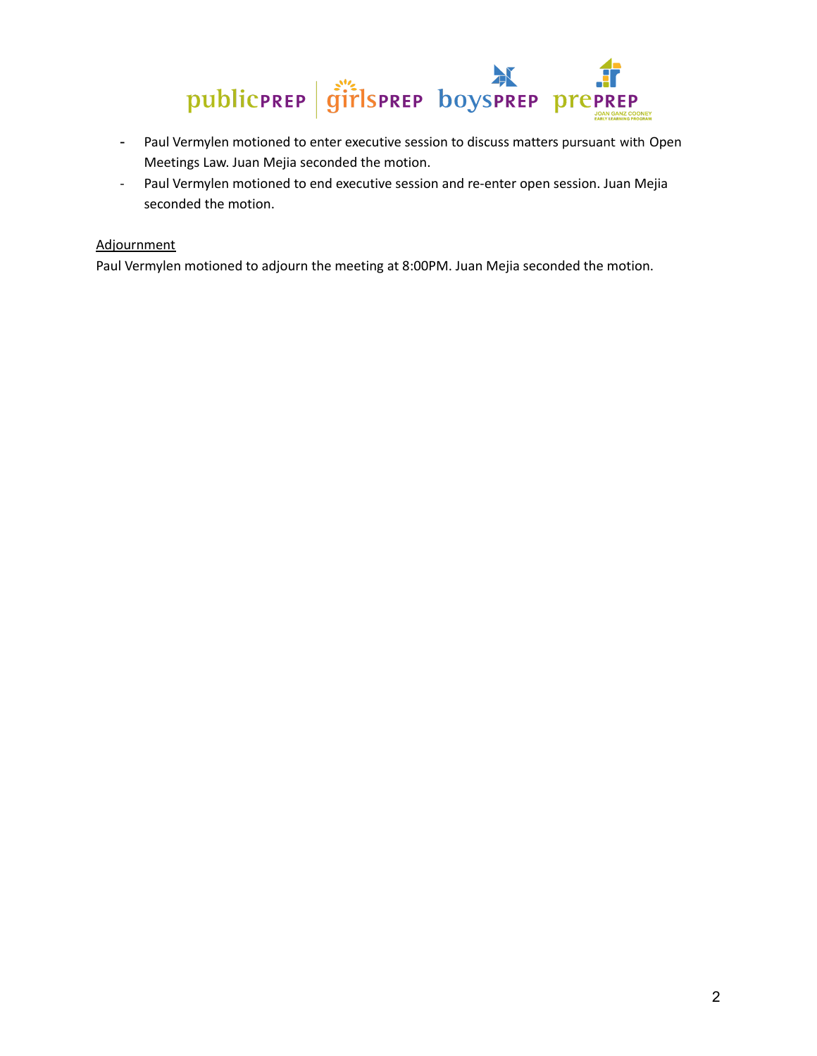- Paul Vermylen motioned to enter executive session to discuss matters pursuant with Open Meetings Law. Juan Mejia seconded the motion.
- Paul Vermylen motioned to end executive session and re-enter open session. Juan Mejia seconded the motion.

<u>Adjournment</u>

Paul Vermylen motioned to adjourn the meeting at 8:00PM. Juan Mejia seconded the motion.